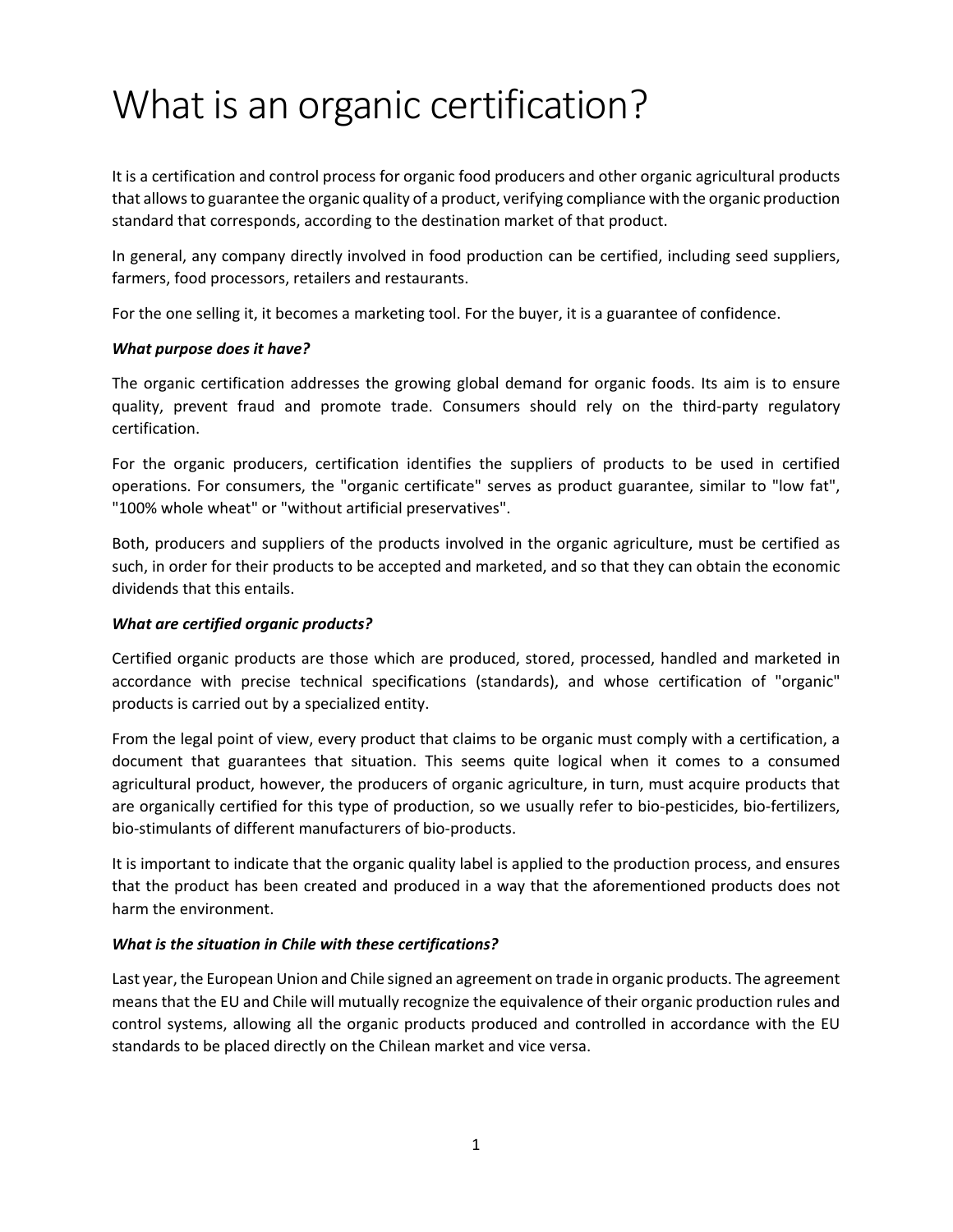# What is an organic certification?

It is a certification and control process for organic food producers and other organic agricultural products that allows to guarantee the organic quality of a product, verifying compliance with the organic production standard that corresponds, according to the destination market of that product.

In general, any company directly involved in food production can be certified, including seed suppliers, farmers, food processors, retailers and restaurants.

For the one selling it, it becomes a marketing tool. For the buyer, it is a guarantee of confidence.

***What purpose does it have?***

The organic certification addresses the growing global demand for organic foods. Its aim is to ensure quality, prevent fraud and promote trade. Consumers should rely on the third-party regulatory certification.

For the organic producers, certification identifies the suppliers of products to be used in certified operations. For consumers, the "organic certificate" serves as product guarantee, similar to "low fat", "100% whole wheat" or "without artificial preservatives".

Both, producers and suppliers of the products involved in the organic agriculture, must be certified as such, in order for their products to be accepted and marketed, and so that they can obtain the economic dividends that this entails.

***What are certified organic products?***

Certified organic products are those which are produced, stored, processed, handled and marketed in accordance with precise technical specifications (standards), and whose certification of "organic" products is carried out by a specialized entity.

From the legal point of view, every product that claims to be organic must comply with a certification, a document that guarantees that situation. This seems quite logical when it comes to a consumed agricultural product, however, the producers of organic agriculture, in turn, must acquire products that are organically certified for this type of production, so we usually refer to bio-pesticides, bio-fertilizers, bio-stimulants of different manufacturers of bio-products.

It is important to indicate that the organic quality label is applied to the production process, and ensures that the product has been created and produced in a way that the aforementioned products does not harm the environment.

***What is the situation in Chile with these certifications?***

Last year, the European Union and Chile signed an agreement on trade in organic products. The agreement means that the EU and Chile will mutually recognize the equivalence of their organic production rules and control systems, allowing all the organic products produced and controlled in accordance with the EU standards to be placed directly on the Chilean market and vice versa.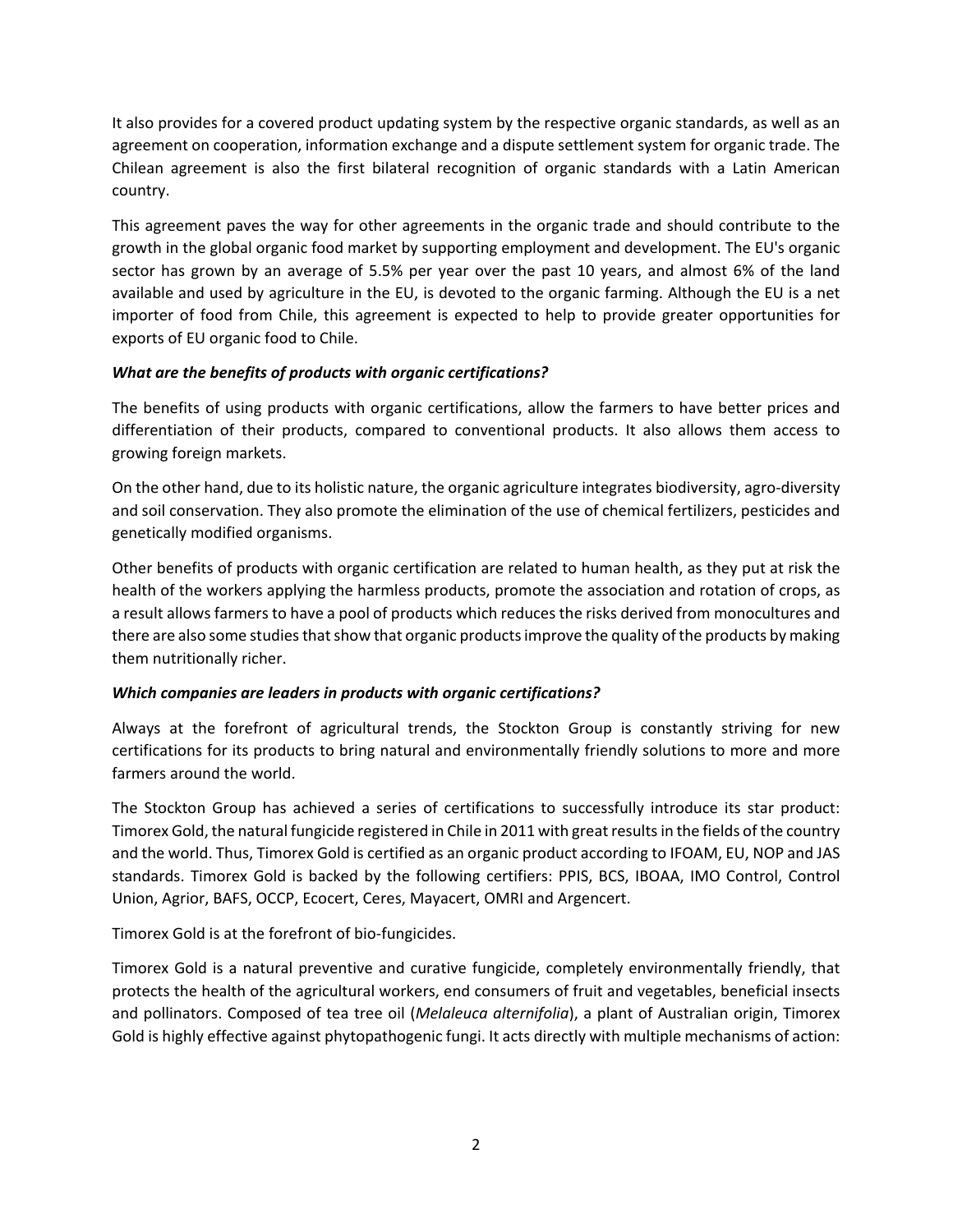It also provides for a covered product updating system by the respective organic standards, as well as an agreement on cooperation, information exchange and a dispute settlement system for organic trade. The Chilean agreement is also the first bilateral recognition of organic standards with a Latin American country.

This agreement paves the way for other agreements in the organic trade and should contribute to the growth in the global organic food market by supporting employment and development. The EU's organic sector has grown by an average of 5.5% per year over the past 10 years, and almost 6% of the land available and used by agriculture in the EU, is devoted to the organic farming. Although the EU is a net importer of food from Chile, this agreement is expected to help to provide greater opportunities for exports of EU organic food to Chile.

***What are the benefits of products with organic certifications?***

The benefits of using products with organic certifications, allow the farmers to have better prices and differentiation of their products, compared to conventional products. It also allows them access to growing foreign markets.

On the other hand, due to its holistic nature, the organic agriculture integrates biodiversity, agro-diversity and soil conservation. They also promote the elimination of the use of chemical fertilizers, pesticides and genetically modified organisms.

Other benefits of products with organic certification are related to human health, as they put at risk the health of the workers applying the harmless products, promote the association and rotation of crops, as a result allows farmers to have a pool of products which reduces the risks derived from monocultures and there are also some studies that show that organic products improve the quality of the products by making them nutritionally richer.

***Which companies are leaders in products with organic certifications?***

Always at the forefront of agricultural trends, the Stockton Group is constantly striving for new certifications for its products to bring natural and environmentally friendly solutions to more and more farmers around the world.

The Stockton Group has achieved a series of certifications to successfully introduce its star product: Timorex Gold, the natural fungicide registered in Chile in 2011 with great results in the fields of the country and the world. Thus, Timorex Gold is certified as an organic product according to IFOAM, EU, NOP and JAS standards. Timorex Gold is backed by the following certifiers: PPIS, BCS, IBOAA, IMO Control, Control Union, Agrior, BAFS, OCCP, Ecocert, Ceres, Mayacert, OMRI and Argencert.

Timorex Gold is at the forefront of bio-fungicides.

Timorex Gold is a natural preventive and curative fungicide, completely environmentally friendly, that protects the health of the agricultural workers, end consumers of fruit and vegetables, beneficial insects and pollinators. Composed of tea tree oil (*Melaleuca alternifolia*), a plant of Australian origin, Timorex Gold is highly effective against phytopathogenic fungi. It acts directly with multiple mechanisms of action: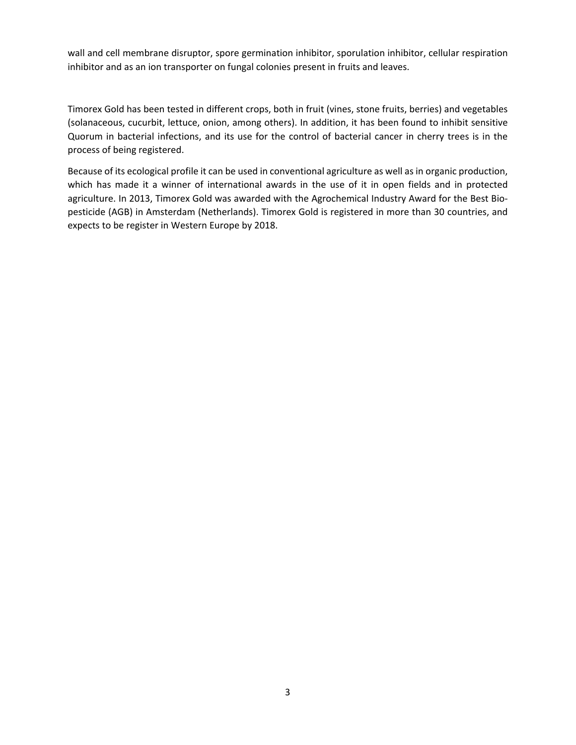wall and cell membrane disruptor, spore germination inhibitor, sporulation inhibitor, cellular respiration inhibitor and as an ion transporter on fungal colonies present in fruits and leaves.

Timorex Gold has been tested in different crops, both in fruit (vines, stone fruits, berries) and vegetables (solanaceous, cucurbit, lettuce, onion, among others). In addition, it has been found to inhibit sensitive Quorum in bacterial infections, and its use for the control of bacterial cancer in cherry trees is in the process of being registered.

Because of its ecological profile it can be used in conventional agriculture as well as in organic production, which has made it a winner of international awards in the use of it in open fields and in protected agriculture. In 2013, Timorex Gold was awarded with the Agrochemical Industry Award for the Best Bio-pesticide (AGB) in Amsterdam (Netherlands). Timorex Gold is registered in more than 30 countries, and expects to be register in Western Europe by 2018.